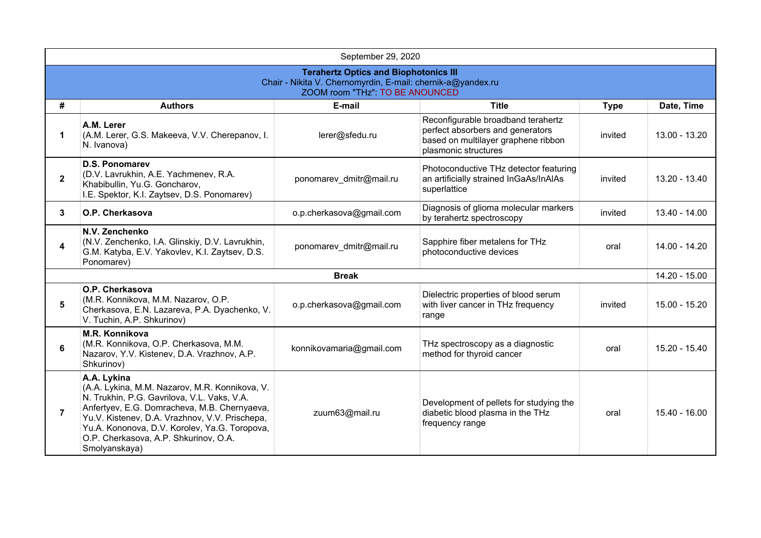September 29, 2020

**Terahertz Optics and Biophotonics III**
Chair - Nikita V. Chernomyrdin, E-mail: chernik-a@yandex.ru
ZOOM room "THz": TO BE ANOUNCED

| # | Authors | E-mail | Title | Type | Date, Time |
|---|---|---|---|---|---|
| 1 | **A.M. Lerer** (A.M. Lerer, G.S. Makeeva, V.V. Cherepanov, I. N. Ivanova) | lerer@sfedu.ru | Reconfigurable broadband terahertz perfect absorbers and generators based on multilayer graphene ribbon plasmonic structures | invited | 13.00 - 13.20 |
| 2 | **D.S. Ponomarev** (D.V. Lavrukhin, A.E. Yachmenev, R.A. Khabibullin, Yu.G. Goncharov, I.E. Spektor, K.I. Zaytsev, D.S. Ponomarev) | ponomarev_dmitr@mail.ru | Photoconductive THz detector featuring an artificially strained InGaAs/InAlAs superlattice | invited | 13.20 - 13.40 |
| 3 | **O.P. Cherkasova** | o.p.cherkasova@gmail.com | Diagnosis of glioma molecular markers by terahertz spectroscopy | invited | 13.40 - 14.00 |
| 4 | **N.V. Zenchenko** (N.V. Zenchenko, I.A. Glinskiy, D.V. Lavrukhin, G.M. Katyba, E.V. Yakovlev, K.I. Zaytsev, D.S. Ponomarev) | ponomarev_dmitr@mail.ru | Sapphire fiber metalens for THz photoconductive devices | oral | 14.00 - 14.20 |
| | | | **Break** | | 14.20 - 15.00 |
| 5 | **O.P. Cherkasova** (M.R. Konnikova, M.M. Nazarov, O.P. Cherkasova, E.N. Lazareva, P.A. Dyachenko, V. V. Tuchin, A.P. Shkurinov) | o.p.cherkasova@gmail.com | Dielectric properties of blood serum with liver cancer in THz frequency range | invited | 15.00 - 15.20 |
| 6 | **M.R. Konnikova** (M.R. Konnikova, O.P. Cherkasova, M.M. Nazarov, Y.V. Kistenev, D.A. Vrazhnov, A.P. Shkurinov) | konnikovamaria@gmail.com | THz spectroscopy as a diagnostic method for thyroid cancer | oral | 15.20 - 15.40 |
| 7 | **A.A. Lykina** (A.A. Lykina, M.M. Nazarov, M.R. Konnikova, V. N. Trukhin, P.G. Gavrilova, V.L. Vaks, V.A. Anfertyev, E.G. Domracheva, M.B. Chernyaeva, Yu.V. Kistenev, D.A. Vrazhnov, V.V. Prischepa, Yu.A. Kononova, D.V. Korolev, Ya.G. Toropova, O.P. Cherkasova, A.P. Shkurinov, O.A. Smolyanskaya) | zuum63@mail.ru | Development of pellets for studying the diabetic blood plasma in the THz frequency range | oral | 15.40 - 16.00 |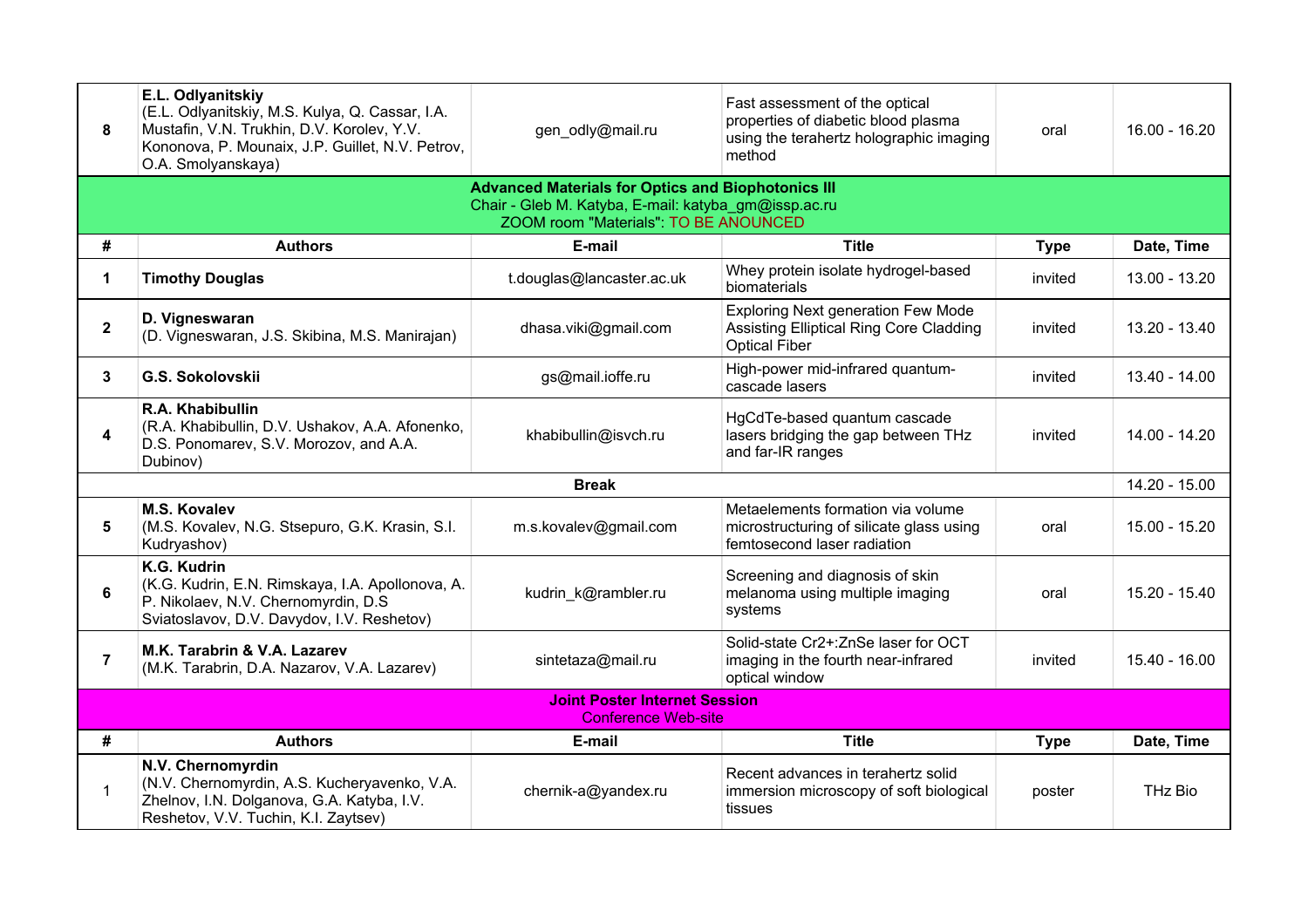| # | Authors | E-mail | Title | Type | Date, Time |
|---|---|---|---|---|---|
| 8 | **E.L. Odlyanitskiy** (E.L. Odlyanitskiy, M.S. Kulya, Q. Cassar, I.A. Mustafin, V.N. Trukhin, D.V. Korolev, Y.V. Kononova, P. Mounaix, J.P. Guillet, N.V. Petrov, O.A. Smolyanskaya) | gen_odly@mail.ru | Fast assessment of the optical properties of diabetic blood plasma using the terahertz holographic imaging method | oral | 16.00 - 16.20 |

**Advanced Materials for Optics and Biophotonics III**
Chair - Gleb M. Katyba, E-mail: katyba_gm@issp.ac.ru
ZOOM room "Materials": TO BE ANOUNCED

| # | Authors | E-mail | Title | Type | Date, Time |
|---|---|---|---|---|---|
| 1 | **Timothy Douglas** | t.douglas@lancaster.ac.uk | Whey protein isolate hydrogel-based biomaterials | invited | 13.00 - 13.20 |
| 2 | **D. Vigneswaran** (D. Vigneswaran, J.S. Skibina, M.S. Manirajan) | dhasa.viki@gmail.com | Exploring Next generation Few Mode Assisting Elliptical Ring Core Cladding Optical Fiber | invited | 13.20 - 13.40 |
| 3 | **G.S. Sokolovskii** | gs@mail.ioffe.ru | High-power mid-infrared quantum-cascade lasers | invited | 13.40 - 14.00 |
| 4 | **R.A. Khabibullin** (R.A. Khabibullin, D.V. Ushakov, A.A. Afonenko, D.S. Ponomarev, S.V. Morozov, and A.A. Dubinov) | khabibullin@isvch.ru | HgCdTe-based quantum cascade lasers bridging the gap between THz and far-IR ranges | invited | 14.00 - 14.20 |
| | | **Break** | | | 14.20 - 15.00 |
| 5 | **M.S. Kovalev** (M.S. Kovalev, N.G. Stsepuro, G.K. Krasin, S.I. Kudryashov) | m.s.kovalev@gmail.com | Metaelements formation via volume microstructuring of silicate glass using femtosecond laser radiation | oral | 15.00 - 15.20 |
| 6 | **K.G. Kudrin** (K.G. Kudrin, E.N. Rimskaya, I.A. Apollonova, A. P. Nikolaev, N.V. Chernomyrdin, D.S Sviatoslavov, D.V. Davydov, I.V. Reshetov) | kudrin_k@rambler.ru | Screening and diagnosis of skin melanoma using multiple imaging systems | oral | 15.20 - 15.40 |
| 7 | **M.K. Tarabrin & V.A. Lazarev** (M.K. Tarabrin, D.A. Nazarov, V.A. Lazarev) | sintetaza@mail.ru | Solid-state Cr2+:ZnSe laser for OCT imaging in the fourth near-infrared optical window | invited | 15.40 - 16.00 |

**Joint Poster Internet Session**
Conference Web-site

| # | Authors | E-mail | Title | Type | Date, Time |
|---|---|---|---|---|---|
| 1 | **N.V. Chernomyrdin** (N.V. Chernomyrdin, A.S. Kucheryavenko, V.A. Zhelnov, I.N. Dolganova, G.A. Katyba, I.V. Reshetov, V.V. Tuchin, K.I. Zaytsev) | chernik-a@yandex.ru | Recent advances in terahertz solid immersion microscopy of soft biological tissues | poster | THz Bio |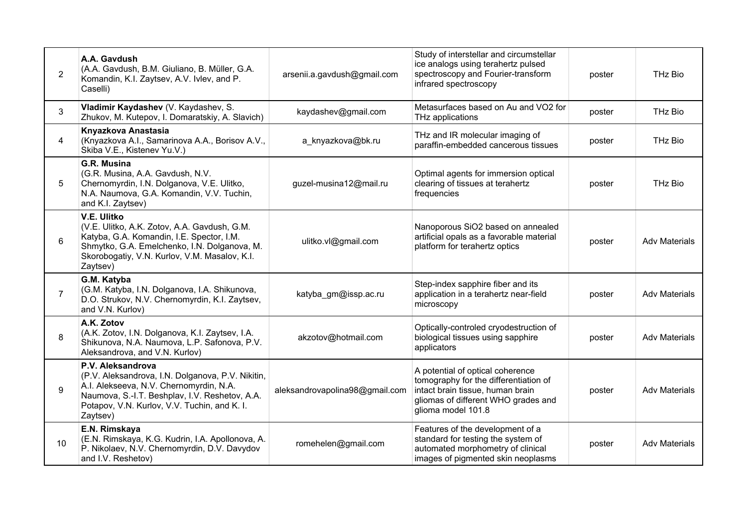| | | | | | |
|---|---|---|---|---|---|
| 2 | **A.A. Gavdush** (A.A. Gavdush, B.M. Giuliano, B. Müller, G.A. Komandin, K.I. Zaytsev, A.V. Ivlev, and P. Caselli) | arsenii.a.gavdush@gmail.com | Study of interstellar and circumstellar ice analogs using terahertz pulsed spectroscopy and Fourier-transform infrared spectroscopy | poster | THz Bio |
| 3 | **Vladimir Kaydashev** (V. Kaydashev, S. Zhukov, M. Kutepov, I. Domaratskiy, A. Slavich) | kaydashev@gmail.com | Metasurfaces based on Au and $VO_2$ for THz applications | poster | THz Bio |
| 4 | **Knyazkova Anastasia** (Knyazkova A.I., Samarinova A.A., Borisov A.V., Skiba V.E., Kistenev Yu.V.) | a_knyazkova@bk.ru | THz and IR molecular imaging of paraffin-embedded cancerous tissues | poster | THz Bio |
| 5 | **G.R. Musina** (G.R. Musina, A.A. Gavdush, N.V. Chernomyrdin, I.N. Dolganova, V.E. Ulitko, N.A. Naumova, G.A. Komandin, V.V. Tuchin, and K.I. Zaytsev) | guzel-musina12@mail.ru | Optimal agents for immersion optical clearing of tissues at terahertz frequencies | poster | THz Bio |
| 6 | **V.E. Ulitko** (V.E. Ulitko, A.K. Zotov, A.A. Gavdush, G.M. Katyba, G.A. Komandin, I.E. Spector, I.M. Shmytko, G.A. Emelchenko, I.N. Dolganova, M. Skorobogatiy, V.N. Kurlov, V.M. Masalov, K.I. Zaytsev) | ulitko.vl@gmail.com | Nanoporous $SiO_2$ based on annealed artificial opals as a favorable material platform for terahertz optics | poster | Adv Materials |
| 7 | **G.M. Katyba** (G.M. Katyba, I.N. Dolganova, I.A. Shikunova, D.O. Strukov, N.V. Chernomyrdin, K.I. Zaytsev, and V.N. Kurlov) | katyba_gm@issp.ac.ru | Step-index sapphire fiber and its application in a terahertz near-field microscopy | poster | Adv Materials |
| 8 | **A.K. Zotov** (A.K. Zotov, I.N. Dolganova, K.I. Zaytsev, I.A. Shikunova, N.A. Naumova, L.P. Safonova, P.V. Aleksandrova, and V.N. Kurlov) | akzotov@hotmail.com | Optically-controled cryodestruction of biological tissues using sapphire applicators | poster | Adv Materials |
| 9 | **P.V. Aleksandrova** (P.V. Aleksandrova, I.N. Dolganova, P.V. Nikitin, A.I. Alekseeva, N.V. Chernomyrdin, N.A. Naumova, S.-I.T. Beshplav, I.V. Reshetov, A.A. Potapov, V.N. Kurlov, V.V. Tuchin, and K. I. Zaytsev) | aleksandrovapolina98@gmail.com | A potential of optical coherence tomography for the differentiation of intact brain tissue, human brain gliomas of different WHO grades and glioma model 101.8 | poster | Adv Materials |
| 10 | **E.N. Rimskaya** (E.N. Rimskaya, K.G. Kudrin, I.A. Apollonova, A. P. Nikolaev, N.V. Chernomyrdin, D.V. Davydov and I.V. Reshetov) | romehelen@gmail.com | Features of the development of a standard for testing the system of automated morphometry of clinical images of pigmented skin neoplasms | poster | Adv Materials |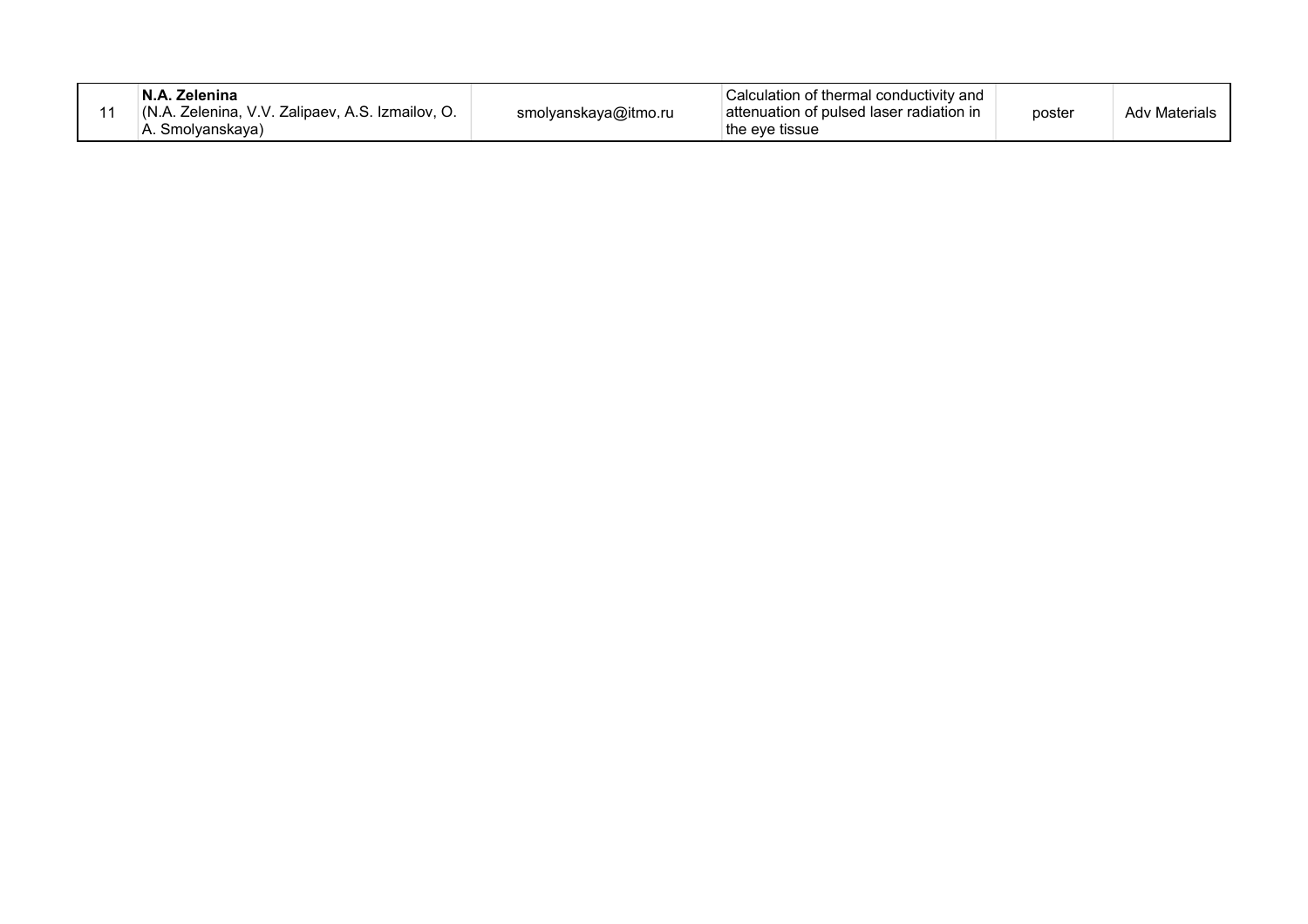| | | | | | |
|---|---|---|---|---|---|
| 11 | **N.A. Zelenina** (N.A. Zelenina, V.V. Zalipaev, A.S. Izmailov, O. A. Smolyanskaya) | smolyanskaya@itmo.ru | Calculation of thermal conductivity and attenuation of pulsed laser radiation in the eye tissue | poster | Adv Materials |